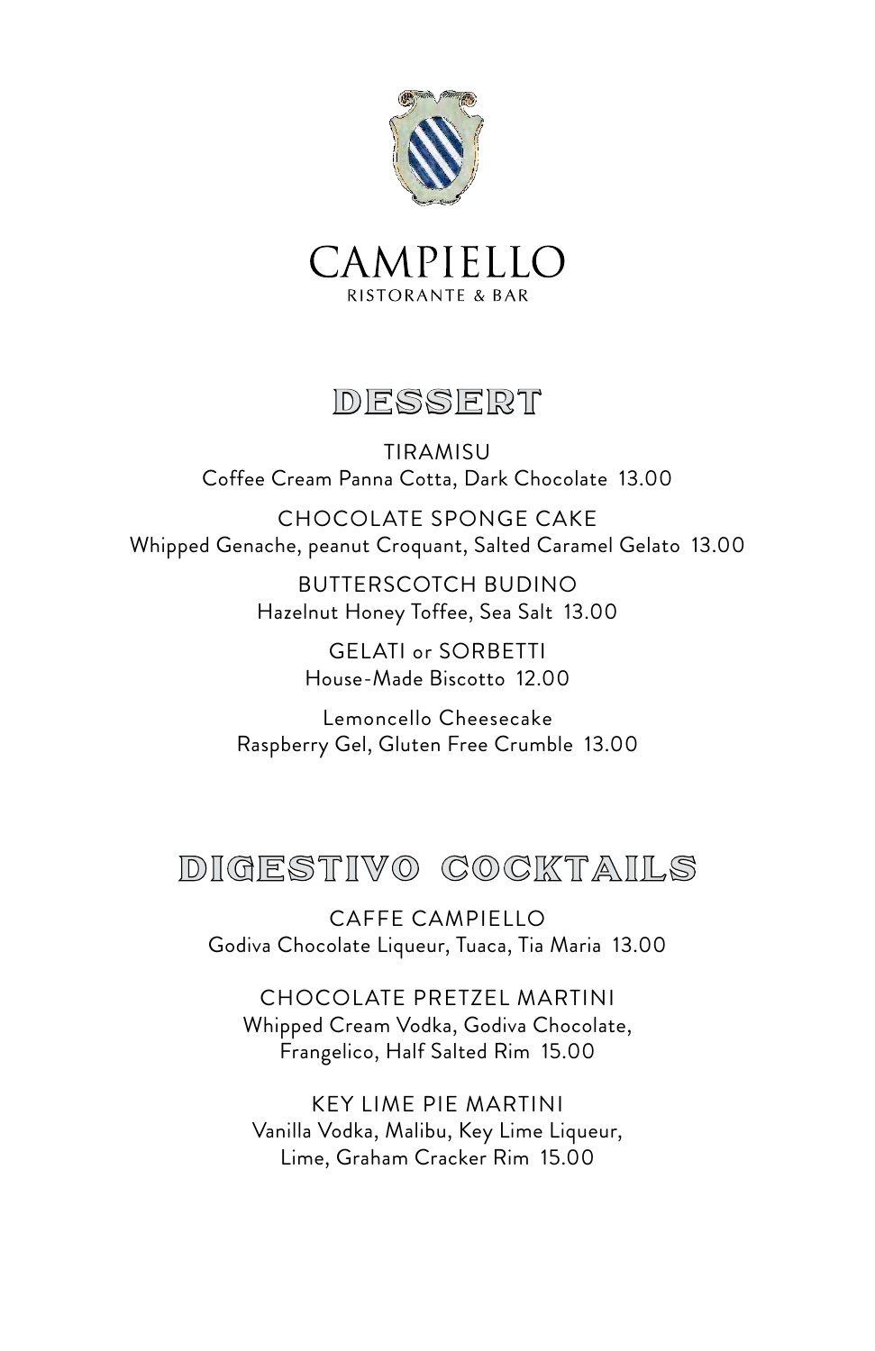# CAMPIELLO

RISTORANTE & BAR

## DESSERT

TIRAMISU
Coffee Cream Panna Cotta, Dark Chocolate 13.00

CHOCOLATE SPONGE CAKE
Whipped Genache, peanut Croquant, Salted Caramel Gelato 13.00

BUTTERSCOTCH BUDINO
Hazelnut Honey Toffee, Sea Salt 13.00

GELATI or SORBETTI
House-Made Biscotto 12.00

Lemoncello Cheesecake
Raspberry Gel, Gluten Free Crumble 13.00

## DIGESTIVO COCKTAILS

CAFFE CAMPIELLO
Godiva Chocolate Liqueur, Tuaca, Tia Maria 13.00

CHOCOLATE PRETZEL MARTINI
Whipped Cream Vodka, Godiva Chocolate,
Frangelico, Half Salted Rim 15.00

KEY LIME PIE MARTINI
Vanilla Vodka, Malibu, Key Lime Liqueur,
Lime, Graham Cracker Rim 15.00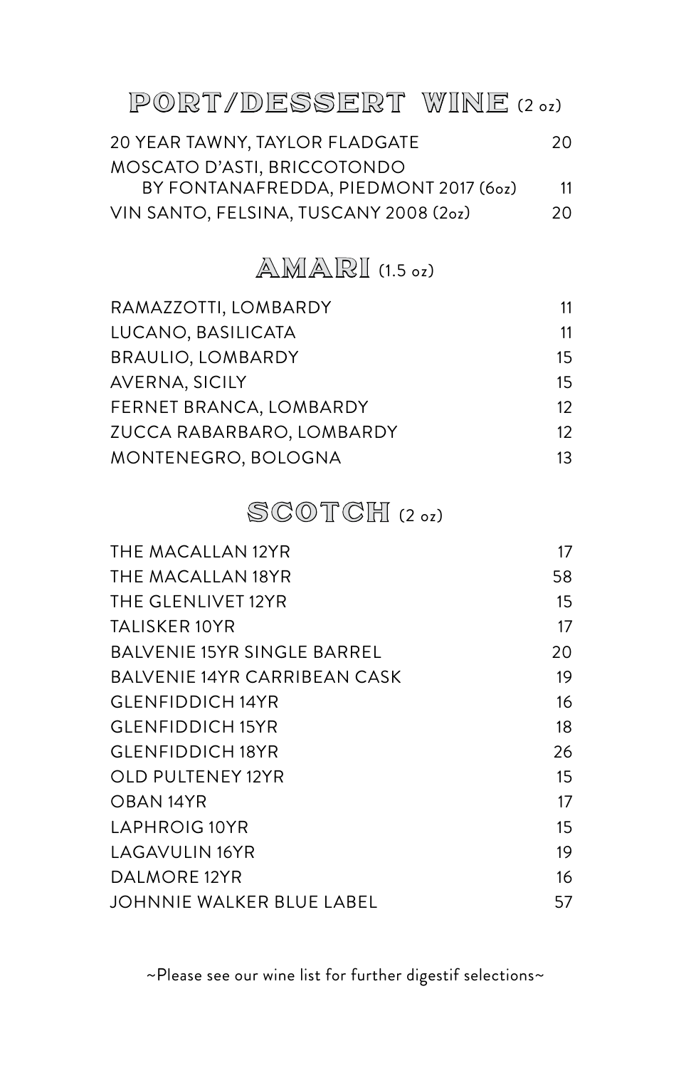## PORT/DESSERT WINE (2 oz)

| | |
|---|---|
| 20 YEAR TAWNY, TAYLOR FLADGATE | 20 |
| MOSCATO D'ASTI, BRICCOTONDO BY FONTANAFREDDA, PIEDMONT 2017 (6oz) | 11 |
| VIN SANTO, FELSINA, TUSCANY 2008 (2oz) | 20 |

## AMARI (1.5 oz)

| | |
|---|---|
| RAMAZZOTTI, LOMBARDY | 11 |
| LUCANO, BASILICATA | 11 |
| BRAULIO, LOMBARDY | 15 |
| AVERNA, SICILY | 15 |
| FERNET BRANCA, LOMBARDY | 12 |
| ZUCCA RABARBARO, LOMBARDY | 12 |
| MONTENEGRO, BOLOGNA | 13 |

## SCOTCH (2 oz)

| | |
|---|---|
| THE MACALLAN 12YR | 17 |
| THE MACALLAN 18YR | 58 |
| THE GLENLIVET 12YR | 15 |
| TALISKER 10YR | 17 |
| BALVENIE 15YR SINGLE BARREL | 20 |
| BALVENIE 14YR CARRIBEAN CASK | 19 |
| GLENFIDDICH 14YR | 16 |
| GLENFIDDICH 15YR | 18 |
| GLENFIDDICH 18YR | 26 |
| OLD PULTENEY 12YR | 15 |
| OBAN 14YR | 17 |
| LAPHROIG 10YR | 15 |
| LAGAVULIN 16YR | 19 |
| DALMORE 12YR | 16 |
| JOHNNIE WALKER BLUE LABEL | 57 |

~Please see our wine list for further digestif selections~